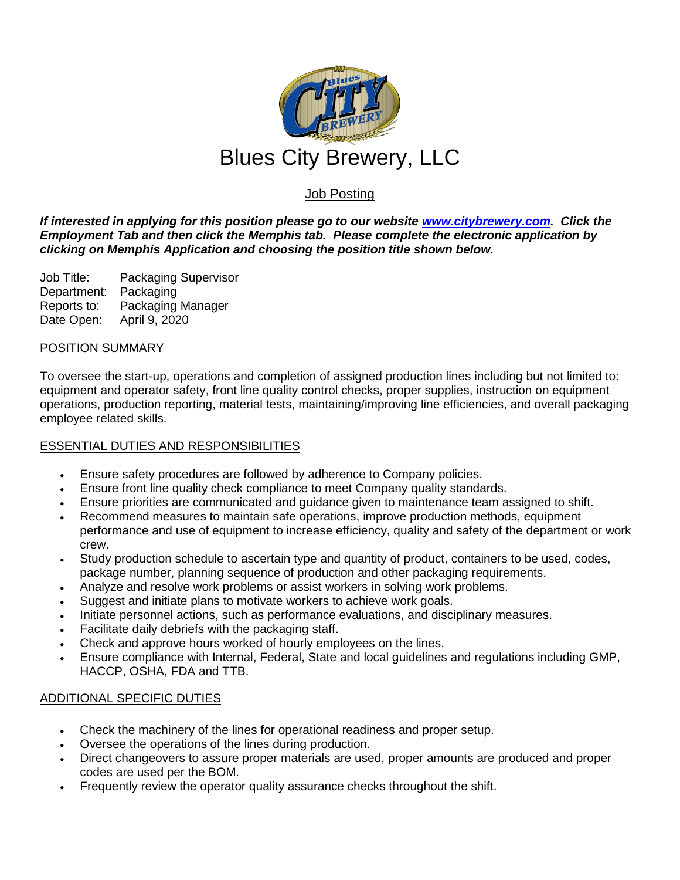# Blues City Brewery, LLC

## Job Posting

***If interested in applying for this position please go to our website [www.citybrewery.com](http://www.citybrewery.com). Click the Employment Tab and then click the Memphis tab. Please complete the electronic application by clicking on Memphis Application and choosing the position title shown below.***

Job Title: Packaging Supervisor
Department: Packaging
Reports to: Packaging Manager
Date Open: April 9, 2020

### POSITION SUMMARY

To oversee the start-up, operations and completion of assigned production lines including but not limited to: equipment and operator safety, front line quality control checks, proper supplies, instruction on equipment operations, production reporting, material tests, maintaining/improving line efficiencies, and overall packaging employee related skills.

### ESSENTIAL DUTIES AND RESPONSIBILITIES

- Ensure safety procedures are followed by adherence to Company policies.
- Ensure front line quality check compliance to meet Company quality standards.
- Ensure priorities are communicated and guidance given to maintenance team assigned to shift.
- Recommend measures to maintain safe operations, improve production methods, equipment performance and use of equipment to increase efficiency, quality and safety of the department or work crew.
- Study production schedule to ascertain type and quantity of product, containers to be used, codes, package number, planning sequence of production and other packaging requirements.
- Analyze and resolve work problems or assist workers in solving work problems.
- Suggest and initiate plans to motivate workers to achieve work goals.
- Initiate personnel actions, such as performance evaluations, and disciplinary measures.
- Facilitate daily debriefs with the packaging staff.
- Check and approve hours worked of hourly employees on the lines.
- Ensure compliance with Internal, Federal, State and local guidelines and regulations including GMP, HACCP, OSHA, FDA and TTB.

### ADDITIONAL SPECIFIC DUTIES

- Check the machinery of the lines for operational readiness and proper setup.
- Oversee the operations of the lines during production.
- Direct changeovers to assure proper materials are used, proper amounts are produced and proper codes are used per the BOM.
- Frequently review the operator quality assurance checks throughout the shift.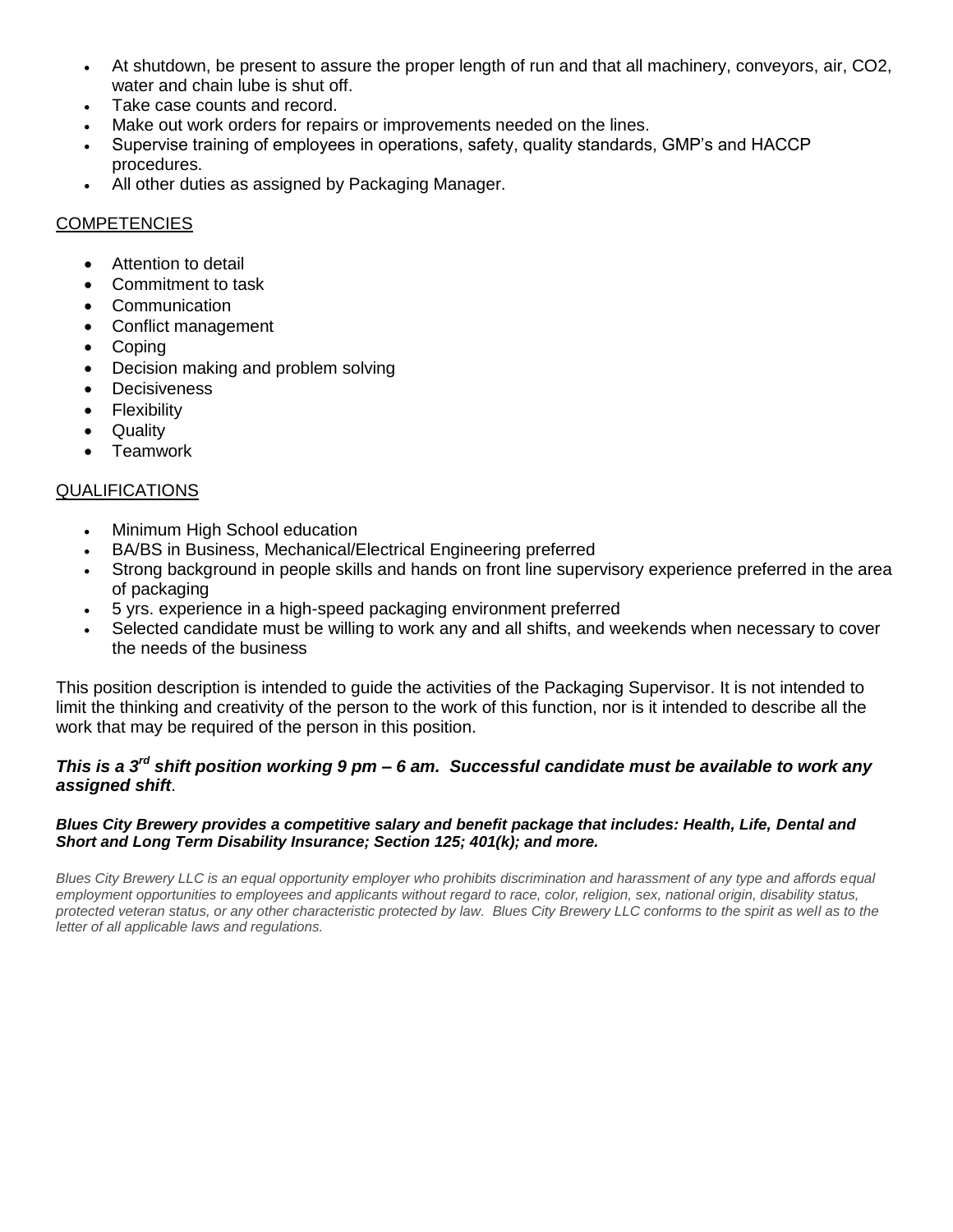- At shutdown, be present to assure the proper length of run and that all machinery, conveyors, air, $CO_2$, water and chain lube is shut off.
- Take case counts and record.
- Make out work orders for repairs or improvements needed on the lines.
- Supervise training of employees in operations, safety, quality standards, GMP's and HACCP procedures.
- All other duties as assigned by Packaging Manager.

## COMPETENCIES

- Attention to detail
- Commitment to task
- Communication
- Conflict management
- Coping
- Decision making and problem solving
- Decisiveness
- Flexibility
- Quality
- Teamwork

## QUALIFICATIONS

- Minimum High School education
- BA/BS in Business, Mechanical/Electrical Engineering preferred
- Strong background in people skills and hands on front line supervisory experience preferred in the area of packaging
- 5 yrs. experience in a high-speed packaging environment preferred
- Selected candidate must be willing to work any and all shifts, and weekends when necessary to cover the needs of the business

This position description is intended to guide the activities of the Packaging Supervisor. It is not intended to limit the thinking and creativity of the person to the work of this function, nor is it intended to describe all the work that may be required of the person in this position.

***This is a 3rd shift position working 9 pm – 6 am. Successful candidate must be available to work any assigned shift***.

***Blues City Brewery provides a competitive salary and benefit package that includes: Health, Life, Dental and Short and Long Term Disability Insurance; Section 125; 401(k); and more.***

*Blues City Brewery LLC is an equal opportunity employer who prohibits discrimination and harassment of any type and affords equal employment opportunities to employees and applicants without regard to race, color, religion, sex, national origin, disability status, protected veteran status, or any other characteristic protected by law. Blues City Brewery LLC conforms to the spirit as well as to the letter of all applicable laws and regulations.*